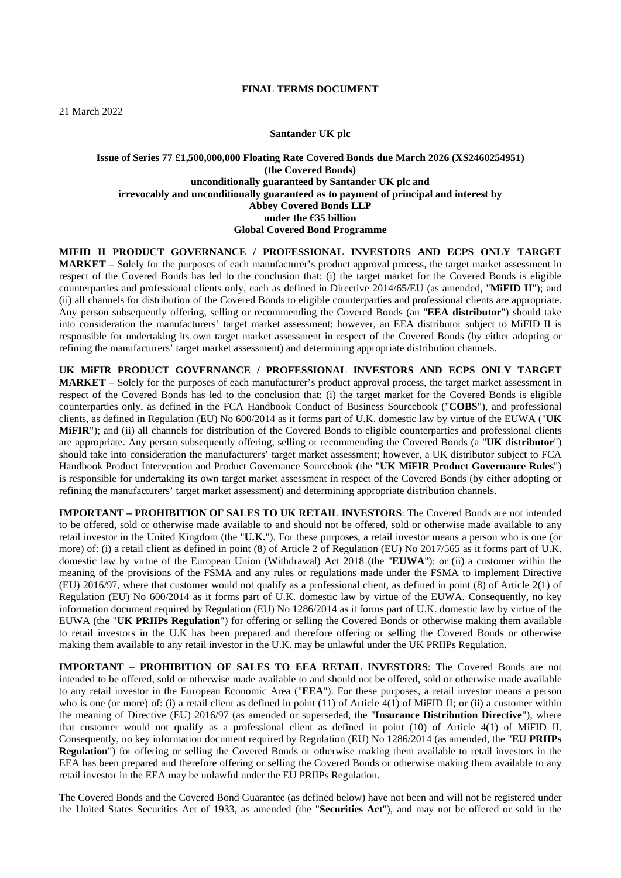**FINAL TERMS DOCUMENT**

21 March 2022

**Santander UK plc**

**Issue of Series 77 £1,500,000,000 Floating Rate Covered Bonds due March 2026 (XS2460254951)**
**(the Covered Bonds)**
**unconditionally guaranteed by Santander UK plc and**
**irrevocably and unconditionally guaranteed as to payment of principal and interest by**
**Abbey Covered Bonds LLP**
**under the €35 billion**
**Global Covered Bond Programme**

**MIFID II PRODUCT GOVERNANCE / PROFESSIONAL INVESTORS AND ECPS ONLY TARGET MARKET** – Solely for the purposes of each manufacturer's product approval process, the target market assessment in respect of the Covered Bonds has led to the conclusion that: (i) the target market for the Covered Bonds is eligible counterparties and professional clients only, each as defined in Directive 2014/65/EU (as amended, "**MiFID II**"); and (ii) all channels for distribution of the Covered Bonds to eligible counterparties and professional clients are appropriate. Any person subsequently offering, selling or recommending the Covered Bonds (an "**EEA distributor**") should take into consideration the manufacturers' target market assessment; however, an EEA distributor subject to MiFID II is responsible for undertaking its own target market assessment in respect of the Covered Bonds (by either adopting or refining the manufacturers' target market assessment) and determining appropriate distribution channels.

**UK MiFIR PRODUCT GOVERNANCE / PROFESSIONAL INVESTORS AND ECPS ONLY TARGET MARKET** – Solely for the purposes of each manufacturer's product approval process, the target market assessment in respect of the Covered Bonds has led to the conclusion that: (i) the target market for the Covered Bonds is eligible counterparties only, as defined in the FCA Handbook Conduct of Business Sourcebook ("**COBS**"), and professional clients, as defined in Regulation (EU) No 600/2014 as it forms part of U.K. domestic law by virtue of the EUWA ("**UK MiFIR**"); and (ii) all channels for distribution of the Covered Bonds to eligible counterparties and professional clients are appropriate. Any person subsequently offering, selling or recommending the Covered Bonds (a "**UK distributor**") should take into consideration the manufacturers' target market assessment; however, a UK distributor subject to FCA Handbook Product Intervention and Product Governance Sourcebook (the "**UK MiFIR Product Governance Rules**") is responsible for undertaking its own target market assessment in respect of the Covered Bonds (by either adopting or refining the manufacturers' target market assessment) and determining appropriate distribution channels.

**IMPORTANT – PROHIBITION OF SALES TO UK RETAIL INVESTORS**: The Covered Bonds are not intended to be offered, sold or otherwise made available to and should not be offered, sold or otherwise made available to any retail investor in the United Kingdom (the "**U.K.**"). For these purposes, a retail investor means a person who is one (or more) of: (i) a retail client as defined in point (8) of Article 2 of Regulation (EU) No 2017/565 as it forms part of U.K. domestic law by virtue of the European Union (Withdrawal) Act 2018 (the "**EUWA**"); or (ii) a customer within the meaning of the provisions of the FSMA and any rules or regulations made under the FSMA to implement Directive (EU) 2016/97, where that customer would not qualify as a professional client, as defined in point (8) of Article 2(1) of Regulation (EU) No 600/2014 as it forms part of U.K. domestic law by virtue of the EUWA. Consequently, no key information document required by Regulation (EU) No 1286/2014 as it forms part of U.K. domestic law by virtue of the EUWA (the "**UK PRIIPs Regulation**") for offering or selling the Covered Bonds or otherwise making them available to retail investors in the U.K has been prepared and therefore offering or selling the Covered Bonds or otherwise making them available to any retail investor in the U.K. may be unlawful under the UK PRIIPs Regulation.

**IMPORTANT – PROHIBITION OF SALES TO EEA RETAIL INVESTORS**: The Covered Bonds are not intended to be offered, sold or otherwise made available to and should not be offered, sold or otherwise made available to any retail investor in the European Economic Area ("**EEA**"). For these purposes, a retail investor means a person who is one (or more) of: (i) a retail client as defined in point (11) of Article 4(1) of MiFID II; or (ii) a customer within the meaning of Directive (EU) 2016/97 (as amended or superseded, the "**Insurance Distribution Directive**"), where that customer would not qualify as a professional client as defined in point (10) of Article 4(1) of MiFID II. Consequently, no key information document required by Regulation (EU) No 1286/2014 (as amended, the "**EU PRIIPs Regulation**") for offering or selling the Covered Bonds or otherwise making them available to retail investors in the EEA has been prepared and therefore offering or selling the Covered Bonds or otherwise making them available to any retail investor in the EEA may be unlawful under the EU PRIIPs Regulation.

The Covered Bonds and the Covered Bond Guarantee (as defined below) have not been and will not be registered under the United States Securities Act of 1933, as amended (the "**Securities Act**"), and may not be offered or sold in the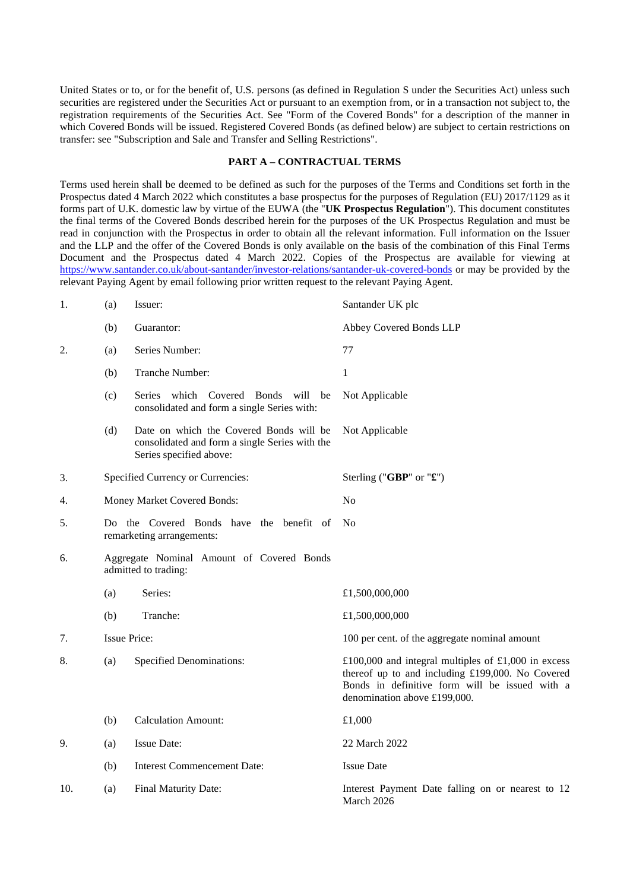United States or to, or for the benefit of, U.S. persons (as defined in Regulation S under the Securities Act) unless such securities are registered under the Securities Act or pursuant to an exemption from, or in a transaction not subject to, the registration requirements of the Securities Act. See "Form of the Covered Bonds" for a description of the manner in which Covered Bonds will be issued. Registered Covered Bonds (as defined below) are subject to certain restrictions on transfer: see "Subscription and Sale and Transfer and Selling Restrictions".

## PART A – CONTRACTUAL TERMS

Terms used herein shall be deemed to be defined as such for the purposes of the Terms and Conditions set forth in the Prospectus dated 4 March 2022 which constitutes a base prospectus for the purposes of Regulation (EU) 2017/1129 as it forms part of U.K. domestic law by virtue of the EUWA (the "**UK Prospectus Regulation**"). This document constitutes the final terms of the Covered Bonds described herein for the purposes of the UK Prospectus Regulation and must be read in conjunction with the Prospectus in order to obtain all the relevant information. Full information on the Issuer and the LLP and the offer of the Covered Bonds is only available on the basis of the combination of this Final Terms Document and the Prospectus dated 4 March 2022. Copies of the Prospectus are available for viewing at https://www.santander.co.uk/about-santander/investor-relations/santander-uk-covered-bonds or may be provided by the relevant Paying Agent by email following prior written request to the relevant Paying Agent.

| | | | |
|---|---|---|---|
| 1. | (a) | Issuer: | Santander UK plc |
| | (b) | Guarantor: | Abbey Covered Bonds LLP |
| 2. | (a) | Series Number: | 77 |
| | (b) | Tranche Number: | 1 |
| | (c) | Series which Covered Bonds will be consolidated and form a single Series with: | Not Applicable |
| | (d) | Date on which the Covered Bonds will be consolidated and form a single Series with the Series specified above: | Not Applicable |
| 3. | | Specified Currency or Currencies: | Sterling ("**GBP**" or "**£**") |
| 4. | | Money Market Covered Bonds: | No |
| 5. | | Do the Covered Bonds have the benefit of remarketing arrangements: | No |
| 6. | | Aggregate Nominal Amount of Covered Bonds admitted to trading: | |
| | (a) | Series: | £1,500,000,000 |
| | (b) | Tranche: | £1,500,000,000 |
| 7. | | Issue Price: | 100 per cent. of the aggregate nominal amount |
| 8. | (a) | Specified Denominations: | £100,000 and integral multiples of £1,000 in excess thereof up to and including £199,000. No Covered Bonds in definitive form will be issued with a denomination above £199,000. |
| | (b) | Calculation Amount: | £1,000 |
| 9. | (a) | Issue Date: | 22 March 2022 |
| | (b) | Interest Commencement Date: | Issue Date |
| 10. | (a) | Final Maturity Date: | Interest Payment Date falling on or nearest to 12 March 2026 |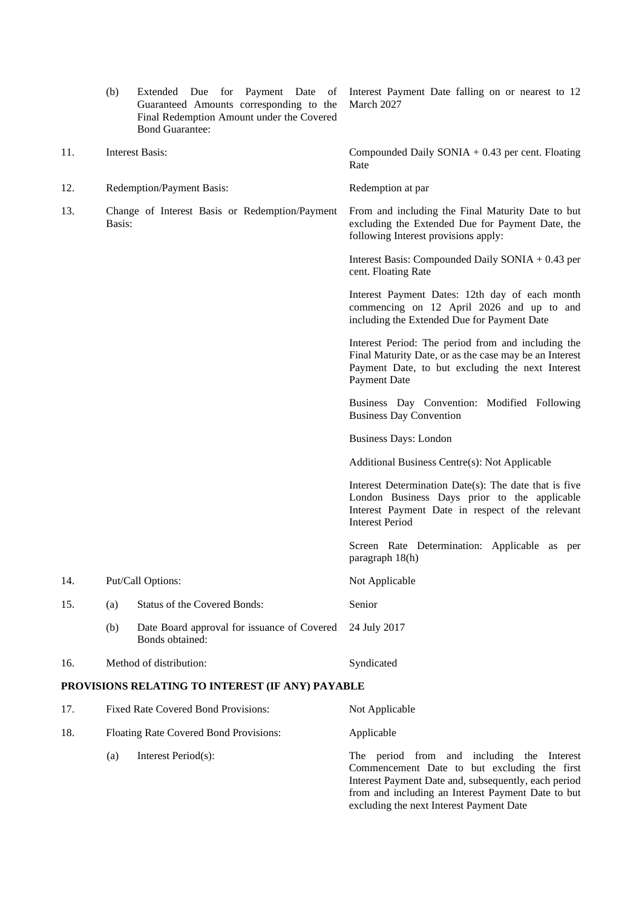| | | | |
|---|---|---|---|
| | (b) | Extended Due for Payment Date of Guaranteed Amounts corresponding to the Final Redemption Amount under the Covered Bond Guarantee: | Interest Payment Date falling on or nearest to 12 March 2027 |
| 11. | Interest Basis: | | Compounded Daily SONIA + 0.43 per cent. Floating Rate |
| 12. | Redemption/Payment Basis: | | Redemption at par |
| 13. | Change of Interest Basis or Redemption/Payment Basis: | | From and including the Final Maturity Date to but excluding the Extended Due for Payment Date, the following Interest provisions apply:<br><br>Interest Basis: Compounded Daily SONIA + 0.43 per cent. Floating Rate<br><br>Interest Payment Dates: 12th day of each month commencing on 12 April 2026 and up to and including the Extended Due for Payment Date<br><br>Interest Period: The period from and including the Final Maturity Date, or as the case may be an Interest Payment Date, to but excluding the next Interest Payment Date<br><br>Business Day Convention: Modified Following Business Day Convention<br><br>Business Days: London<br><br>Additional Business Centre(s): Not Applicable<br><br>Interest Determination Date(s): The date that is five London Business Days prior to the applicable Interest Payment Date in respect of the relevant Interest Period<br><br>Screen Rate Determination: Applicable as per paragraph 18(h) |
| 14. | Put/Call Options: | | Not Applicable |
| 15. | (a) | Status of the Covered Bonds: | Senior |
| | (b) | Date Board approval for issuance of Covered Bonds obtained: | 24 July 2017 |
| 16. | Method of distribution: | | Syndicated |

**PROVISIONS RELATING TO INTEREST (IF ANY) PAYABLE**

| | | | |
|---|---|---|---|
| 17. | Fixed Rate Covered Bond Provisions: | | Not Applicable |
| 18. | Floating Rate Covered Bond Provisions: | | Applicable |
| | (a) | Interest Period(s): | The period from and including the Interest Commencement Date to but excluding the first Interest Payment Date and, subsequently, each period from and including an Interest Payment Date to but excluding the next Interest Payment Date |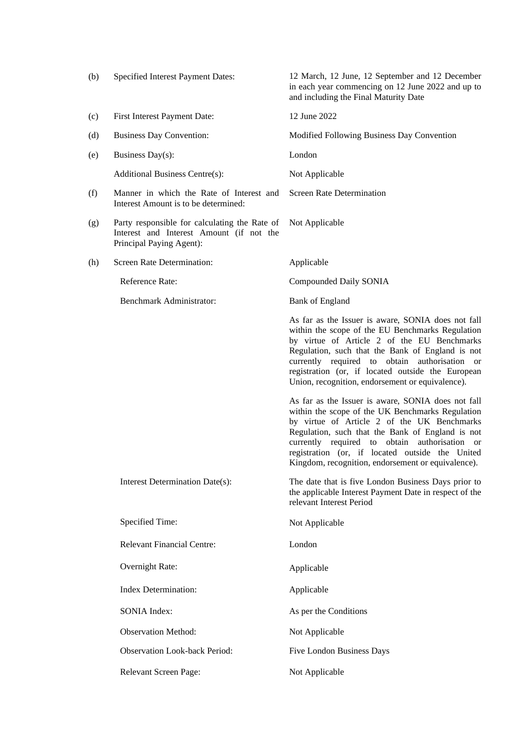| | | |
|---|---|---|
| (b) | Specified Interest Payment Dates: | 12 March, 12 June, 12 September and 12 December in each year commencing on 12 June 2022 and up to and including the Final Maturity Date |
| (c) | First Interest Payment Date: | 12 June 2022 |
| (d) | Business Day Convention: | Modified Following Business Day Convention |
| (e) | Business Day(s): | London |
| | Additional Business Centre(s): | Not Applicable |
| (f) | Manner in which the Rate of Interest and Interest Amount is to be determined: | Screen Rate Determination |
| (g) | Party responsible for calculating the Rate of Interest and Interest Amount (if not the Principal Paying Agent): | Not Applicable |
| (h) | Screen Rate Determination: | Applicable |
| | Reference Rate: | Compounded Daily SONIA |
| | Benchmark Administrator: | Bank of England<br><br>As far as the Issuer is aware, SONIA does not fall within the scope of the EU Benchmarks Regulation by virtue of Article 2 of the EU Benchmarks Regulation, such that the Bank of England is not currently required to obtain authorisation or registration (or, if located outside the European Union, recognition, endorsement or equivalence).<br><br>As far as the Issuer is aware, SONIA does not fall within the scope of the UK Benchmarks Regulation by virtue of Article 2 of the UK Benchmarks Regulation, such that the Bank of England is not currently required to obtain authorisation or registration (or, if located outside the United Kingdom, recognition, endorsement or equivalence). |
| | Interest Determination Date(s): | The date that is five London Business Days prior to the applicable Interest Payment Date in respect of the relevant Interest Period |
| | Specified Time: | Not Applicable |
| | Relevant Financial Centre: | London |
| | Overnight Rate: | Applicable |
| | Index Determination: | Applicable |
| | SONIA Index: | As per the Conditions |
| | Observation Method: | Not Applicable |
| | Observation Look-back Period: | Five London Business Days |
| | Relevant Screen Page: | Not Applicable |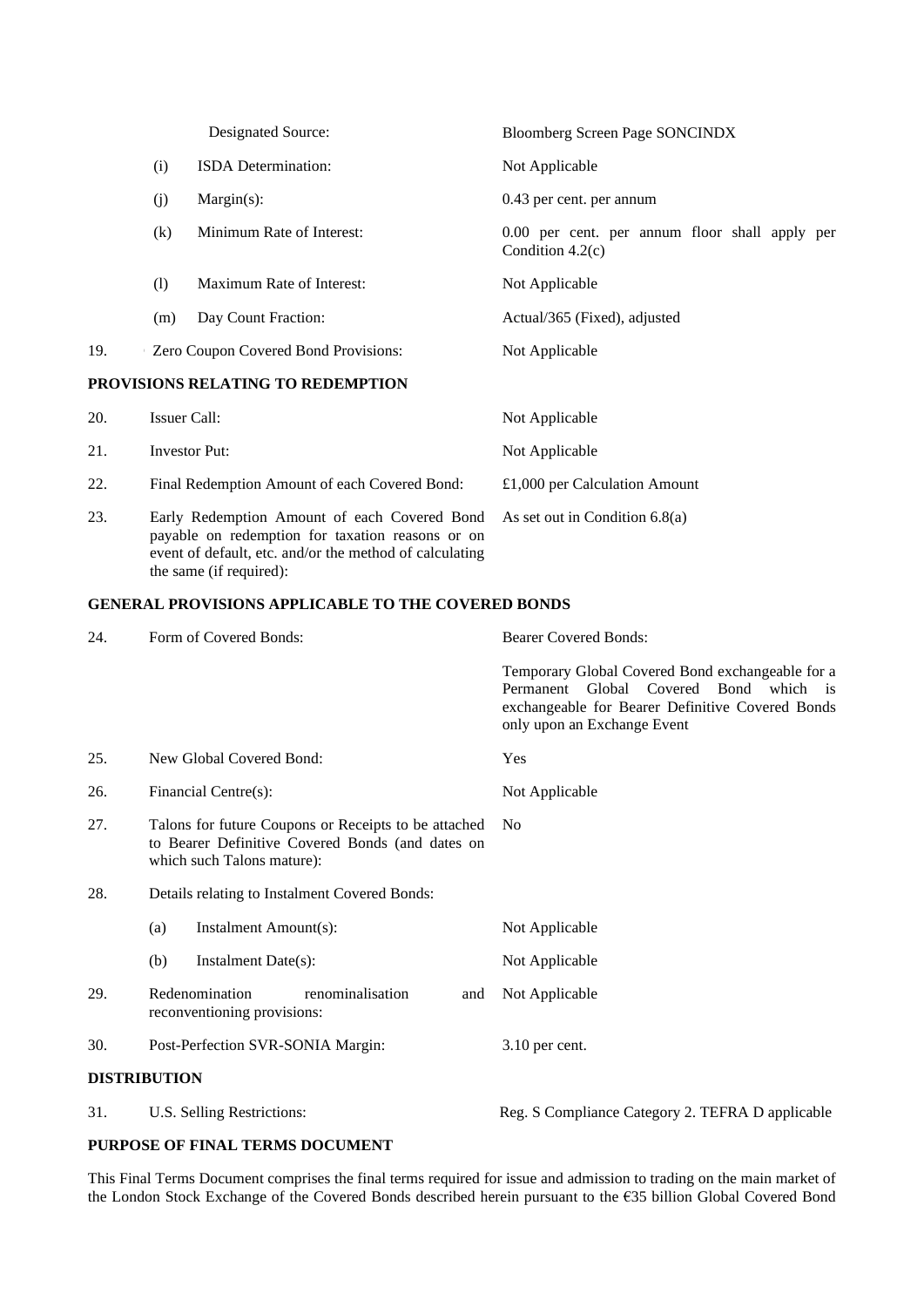| | | | |
|---|---|---|---|
| | | Designated Source: | Bloomberg Screen Page SONCINDX |
| | (i) | ISDA Determination: | Not Applicable |
| | (j) | Margin(s): | 0.43 per cent. per annum |
| | (k) | Minimum Rate of Interest: | 0.00 per cent. per annum floor shall apply per Condition 4.2(c) |
| | (l) | Maximum Rate of Interest: | Not Applicable |
| | (m) | Day Count Fraction: | Actual/365 (Fixed), adjusted |
| 19. | | Zero Coupon Covered Bond Provisions: | Not Applicable |

**PROVISIONS RELATING TO REDEMPTION**

| | | |
|---|---|---|
| 20. | Issuer Call: | Not Applicable |
| 21. | Investor Put: | Not Applicable |
| 22. | Final Redemption Amount of each Covered Bond: | £1,000 per Calculation Amount |
| 23. | Early Redemption Amount of each Covered Bond payable on redemption for taxation reasons or on event of default, etc. and/or the method of calculating the same (if required): | As set out in Condition 6.8(a) |

**GENERAL PROVISIONS APPLICABLE TO THE COVERED BONDS**

| | | | |
|---|---|---|---|
| 24. | Form of Covered Bonds: | | Bearer Covered Bonds: Temporary Global Covered Bond exchangeable for a Permanent Global Covered Bond which is exchangeable for Bearer Definitive Covered Bonds only upon an Exchange Event |
| 25. | New Global Covered Bond: | | Yes |
| 26. | Financial Centre(s): | | Not Applicable |
| 27. | Talons for future Coupons or Receipts to be attached to Bearer Definitive Covered Bonds (and dates on which such Talons mature): | | No |
| 28. | Details relating to Instalment Covered Bonds: | | |
| | (a) | Instalment Amount(s): | Not Applicable |
| | (b) | Instalment Date(s): | Not Applicable |
| 29. | Redenomination renominalisation and reconventioning provisions: | | Not Applicable |
| 30. | Post-Perfection SVR-SONIA Margin: | | 3.10 per cent. |

**DISTRIBUTION**

| | | |
|---|---|---|
| 31. | U.S. Selling Restrictions: | Reg. S Compliance Category 2. TEFRA D applicable |

**PURPOSE OF FINAL TERMS DOCUMENT**

This Final Terms Document comprises the final terms required for issue and admission to trading on the main market of the London Stock Exchange of the Covered Bonds described herein pursuant to the €35 billion Global Covered Bond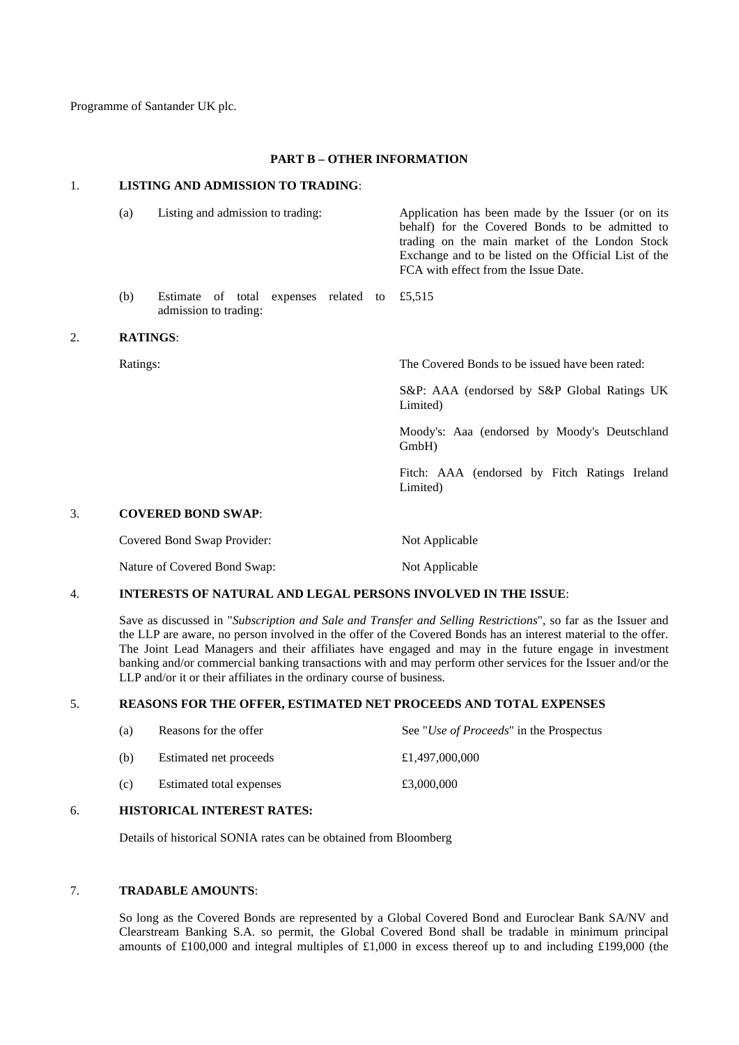Programme of Santander UK plc.

## PART B – OTHER INFORMATION

### 1. LISTING AND ADMISSION TO TRADING:

| | | |
|---|---|---|
| (a) | Listing and admission to trading: | Application has been made by the Issuer (or on its behalf) for the Covered Bonds to be admitted to trading on the main market of the London Stock Exchange and to be listed on the Official List of the FCA with effect from the Issue Date. |
| (b) | Estimate of total expenses related to admission to trading: | £5,515 |

### 2. RATINGS:

Ratings: The Covered Bonds to be issued have been rated:

S&P: AAA (endorsed by S&P Global Ratings UK Limited)

Moody's: Aaa (endorsed by Moody's Deutschland GmbH)

Fitch: AAA (endorsed by Fitch Ratings Ireland Limited)

### 3. COVERED BOND SWAP:

| | |
|---|---|
| Covered Bond Swap Provider: | Not Applicable |
| Nature of Covered Bond Swap: | Not Applicable |

### 4. INTERESTS OF NATURAL AND LEGAL PERSONS INVOLVED IN THE ISSUE:

Save as discussed in "*Subscription and Sale and Transfer and Selling Restrictions*", so far as the Issuer and the LLP are aware, no person involved in the offer of the Covered Bonds has an interest material to the offer. The Joint Lead Managers and their affiliates have engaged and may in the future engage in investment banking and/or commercial banking transactions with and may perform other services for the Issuer and/or the LLP and/or it or their affiliates in the ordinary course of business.

### 5. REASONS FOR THE OFFER, ESTIMATED NET PROCEEDS AND TOTAL EXPENSES

| | | |
|---|---|---|
| (a) | Reasons for the offer | See "*Use of Proceeds*" in the Prospectus |
| (b) | Estimated net proceeds | £1,497,000,000 |
| (c) | Estimated total expenses | £3,000,000 |

### 6. HISTORICAL INTEREST RATES:

Details of historical SONIA rates can be obtained from Bloomberg

### 7. TRADABLE AMOUNTS:

So long as the Covered Bonds are represented by a Global Covered Bond and Euroclear Bank SA/NV and Clearstream Banking S.A. so permit, the Global Covered Bond shall be tradable in minimum principal amounts of £100,000 and integral multiples of £1,000 in excess thereof up to and including £199,000 (the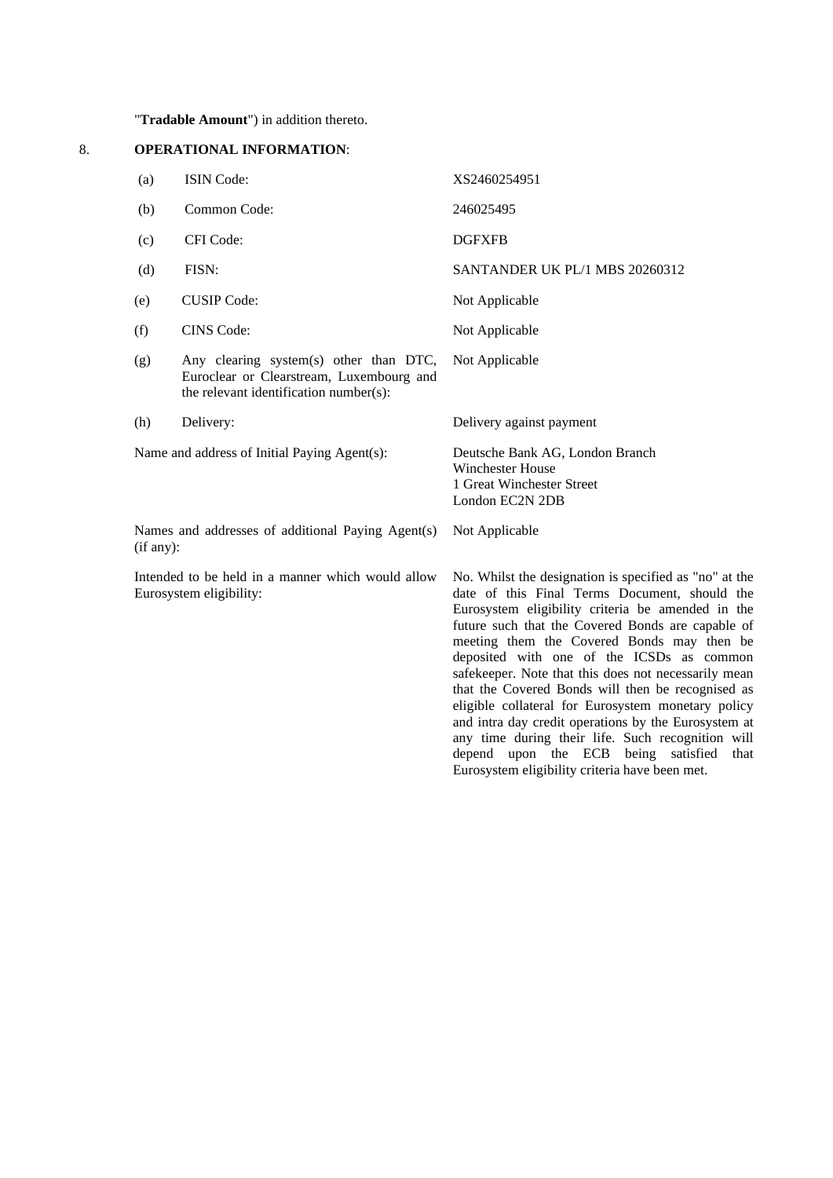"**Tradable Amount**") in addition thereto.

## 8. OPERATIONAL INFORMATION:

| | |
|---|---|
| (a) ISIN Code: | XS2460254951 |
| (b) Common Code: | 246025495 |
| (c) CFI Code: | DGFXFB |
| (d) FISN: | SANTANDER UK PL/1 MBS 20260312 |
| (e) CUSIP Code: | Not Applicable |
| (f) CINS Code: | Not Applicable |
| (g) Any clearing system(s) other than DTC, Euroclear or Clearstream, Luxembourg and the relevant identification number(s): | Not Applicable |
| (h) Delivery: | Delivery against payment |
| Name and address of Initial Paying Agent(s): | Deutsche Bank AG, London Branch<br>Winchester House<br>1 Great Winchester Street<br>London EC2N 2DB |
| Names and addresses of additional Paying Agent(s) (if any): | Not Applicable |
| Intended to be held in a manner which would allow Eurosystem eligibility: | No. Whilst the designation is specified as "no" at the date of this Final Terms Document, should the Eurosystem eligibility criteria be amended in the future such that the Covered Bonds are capable of meeting them the Covered Bonds may then be deposited with one of the ICSDs as common safekeeper. Note that this does not necessarily mean that the Covered Bonds will then be recognised as eligible collateral for Eurosystem monetary policy and intra day credit operations by the Eurosystem at any time during their life. Such recognition will depend upon the ECB being satisfied that Eurosystem eligibility criteria have been met. |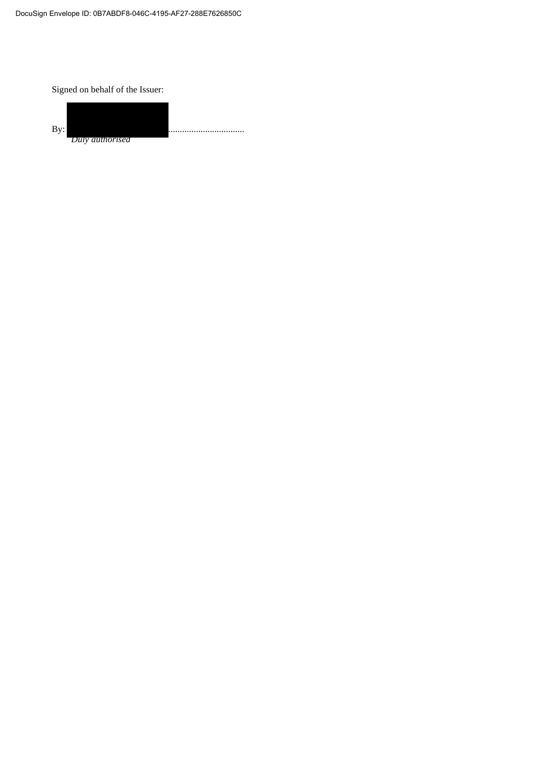Signed on behalf of the Issuer:

By: ..................................
*Duly authorised*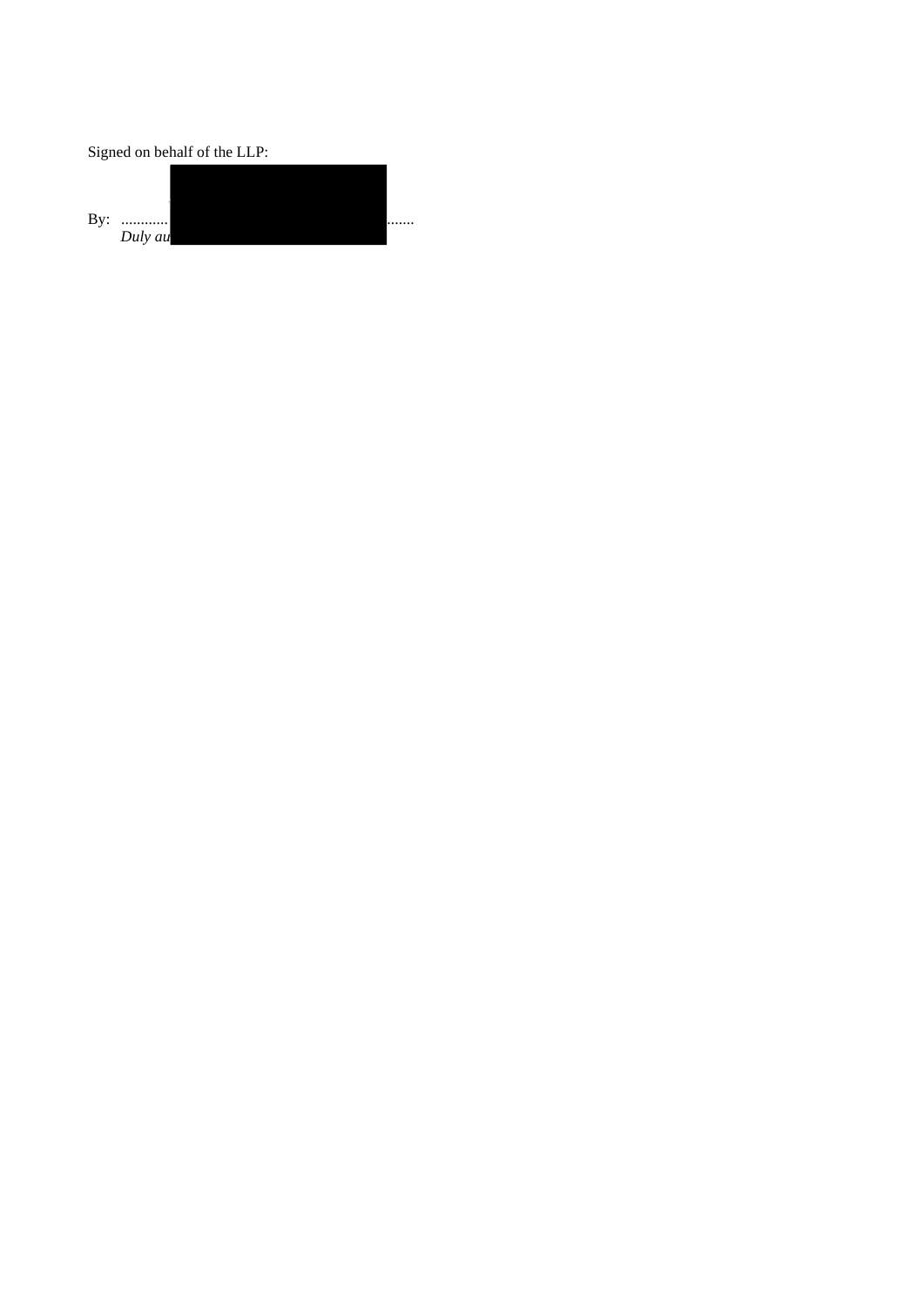Signed on behalf of the LLP:

By: ............ .......
*Duly au*